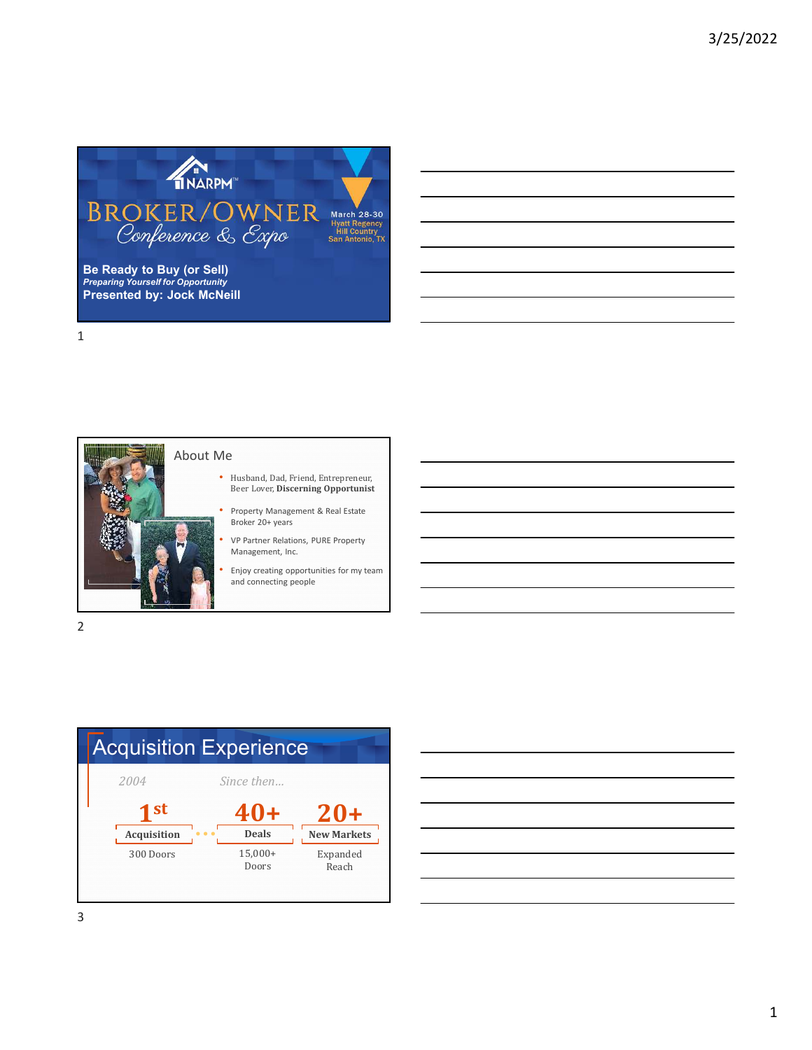# BROKER/OWNER Conference & Expo

March 28-30
Hyatt Regency Hill Country
San Antonio, TX

**Be Ready to Buy (or Sell)**
***Preparing Yourself for Opportunity***
**Presented by: Jock McNeill**

## About Me

- Husband, Dad, Friend, Entrepreneur, Beer Lover, **Discerning Opportunist**
- Property Management & Real Estate Broker 20+ years
- VP Partner Relations, PURE Property Management, Inc.
- Enjoy creating opportunities for my team and connecting people

## Acquisition Experience

*2004* — *Since then…*

| 1st | 40+ | 20+ |
|---|---|---|
| **Acquisition** | **Deals** | **New Markets** |
| 300 Doors | 15,000+ Doors | Expanded Reach |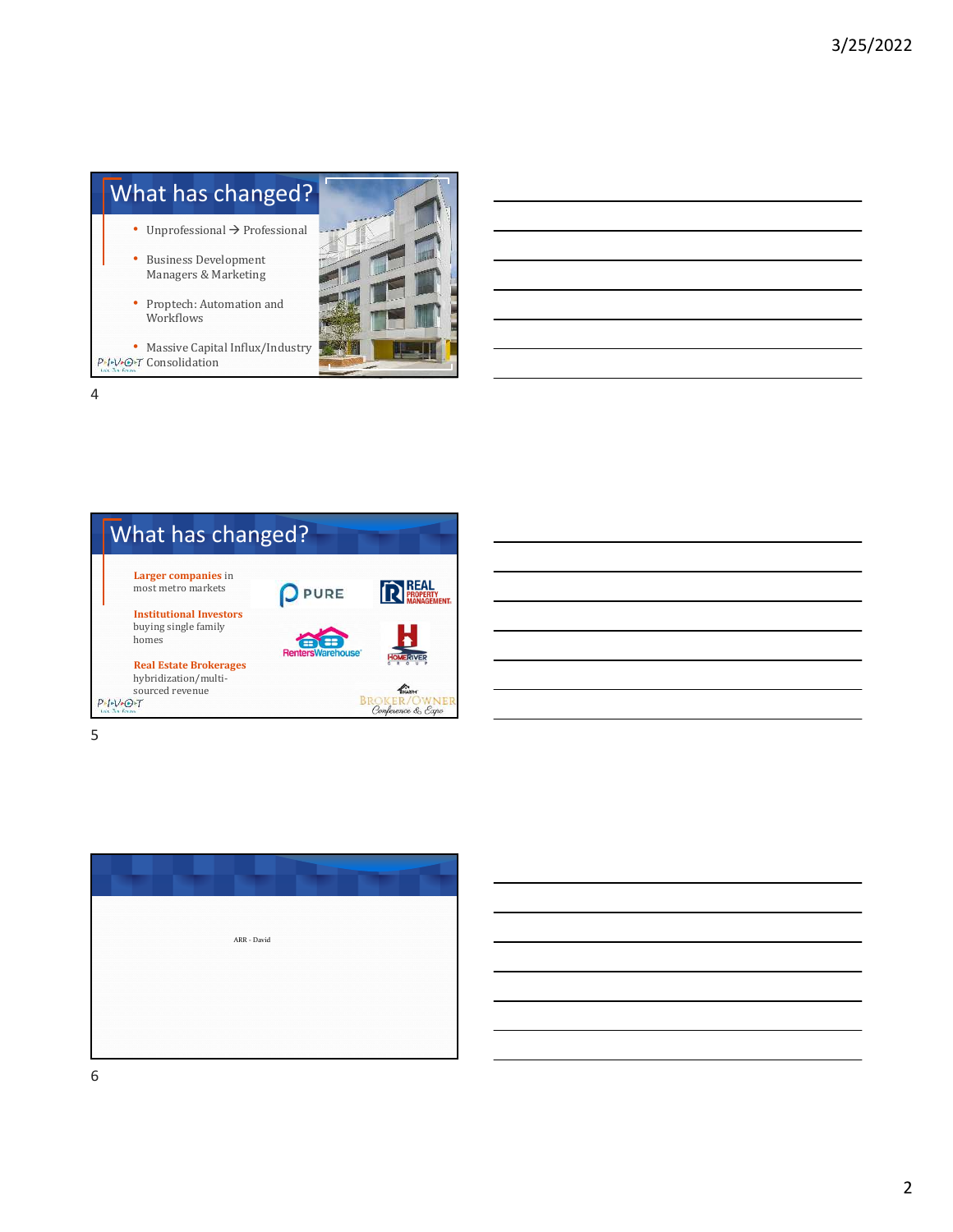## What has changed?

- Unprofessional → Professional
- Business Development Managers & Marketing
- Proptech: Automation and Workflows
- Massive Capital Influx/Industry Consolidation

## What has changed?

**Larger companies** in most metro markets

**Institutional Investors** buying single family homes

**Real Estate Brokerages** hybridization/multi-sourced revenue

ARR - David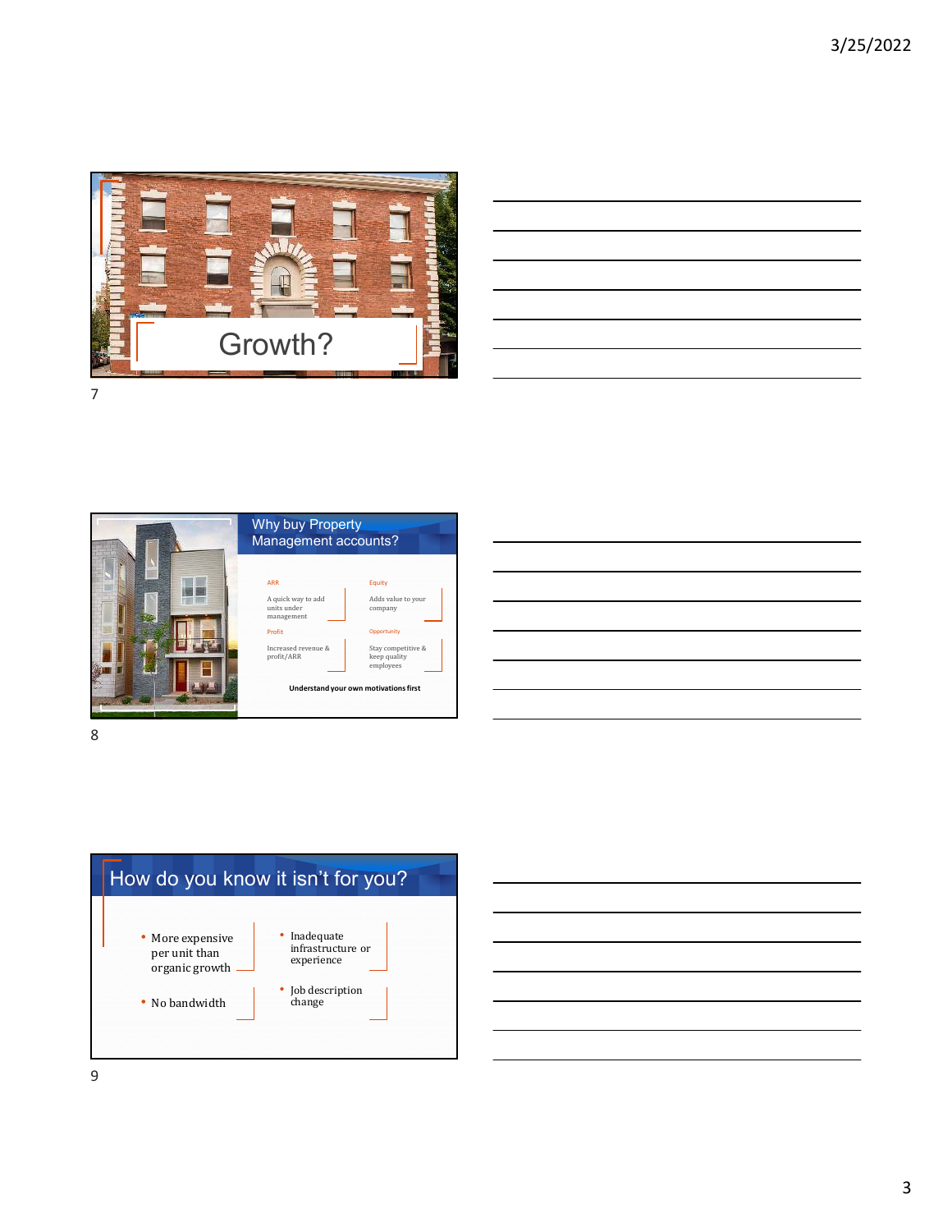# Growth?

## Why buy Property Management accounts?

ARR

A quick way to add units under management

Equity

Adds value to your company

Profit

Increased revenue & profit/ARR

Opportunity

Stay competitive & keep quality employees

**Understand your own motivations first**

## How do you know it isn't for you?

- More expensive per unit than organic growth
- No bandwidth
- Inadequate infrastructure or experience
- Job description change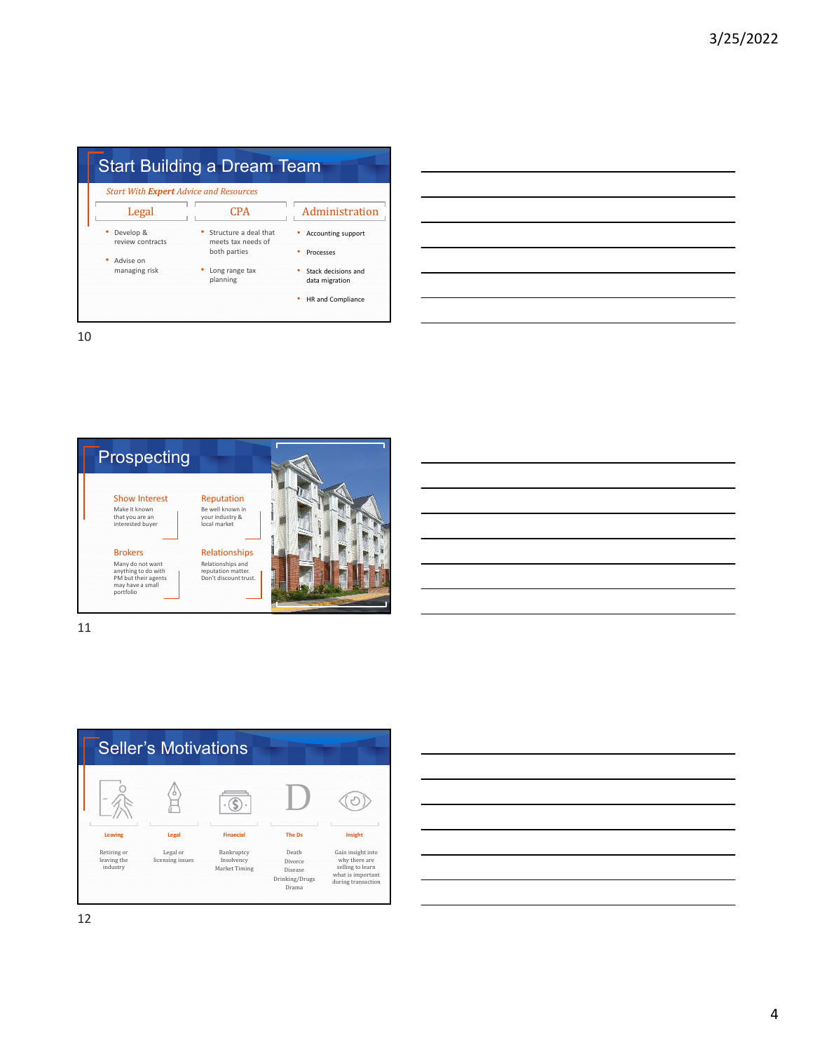## Start Building a Dream Team

*Start With **Expert** Advice and Resources*

**Legal**
- Develop & review contracts
- Advise on managing risk

**CPA**
- Structure a deal that meets tax needs of both parties
- Long range tax planning

**Administration**
- Accounting support
- Processes
- Stack decisions and data migration
- HR and Compliance

## Prospecting

**Show Interest**
Make it known that you are an interested buyer

**Reputation**
Be well known in your industry & local market

**Brokers**
Many do not want anything to do with PM but their agents may have a small portfolio

**Relationships**
Relationships and reputation matter. Don't discount trust.

## Seller's Motivations

**Leaving**
Retiring or leaving the industry

**Legal**
Legal or licensing issues

**Financial**
Bankruptcy
Insolvency
Market Timing

**The Ds**
Death
Divorce
Disease
Drinking/Drugs
Drama

**Insight**
Gain insight into why there are selling to learn what is important during transaction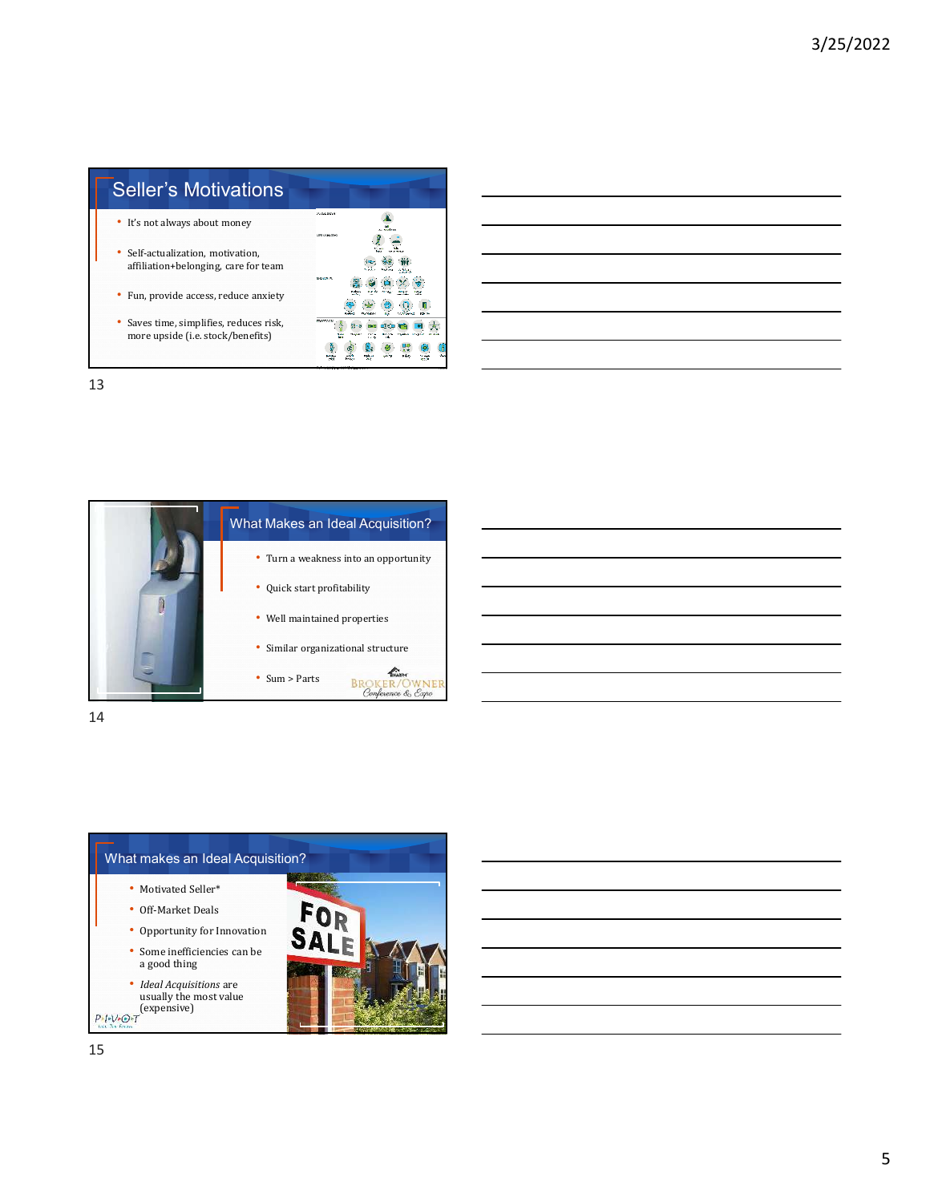## Seller's Motivations

- It's not always about money
- Self-actualization, motivation, affiliation+belonging, care for team
- Fun, provide access, reduce anxiety
- Saves time, simplifies, reduces risk, more upside (i.e. stock/benefits)

## What Makes an Ideal Acquisition?

- Turn a weakness into an opportunity
- Quick start profitability
- Well maintained properties
- Similar organizational structure
- Sum > Parts

BROKER/OWNER Conference & Expo

## What makes an Ideal Acquisition?

- Motivated Seller*
- Off-Market Deals
- Opportunity for Innovation
- Some inefficiencies can be a good thing
- *Ideal Acquisitions* are usually the most value (expensive)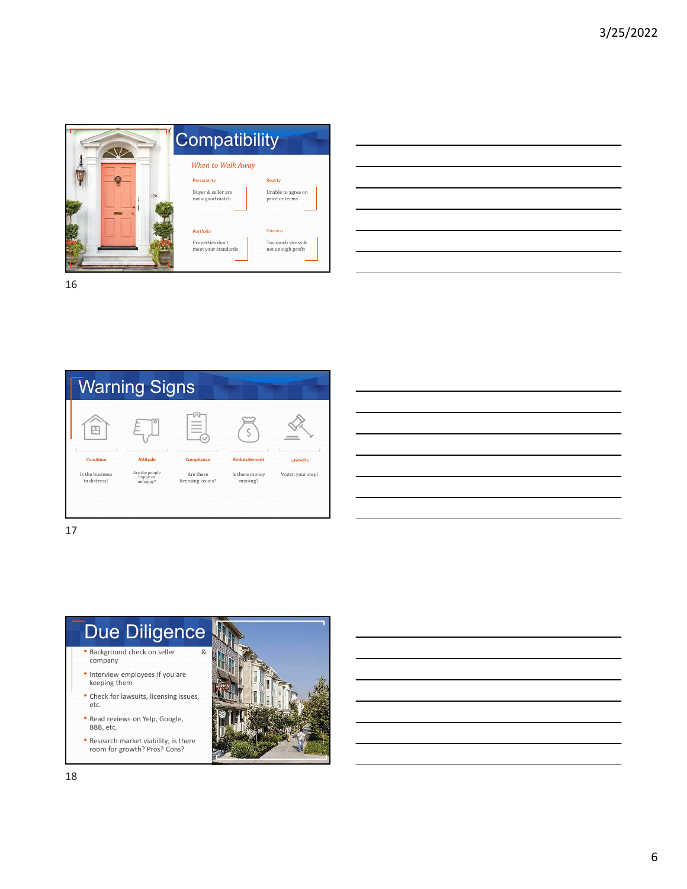## Compatibility

*When to Walk Away*

**Personality**
Buyer & seller are not a good match

**Reality**
Unable to agree on price or terms

**Portfolio**
Properties don't meet your standards

**Potential**
Too much stress & not enough profit

## Warning Signs

**Condition**
Is the business in distress?

**Attitude**
Are the people happy or unhappy?

**Compliance**
Are there licensing issues?

**Embezzlement**
Is there money missing?

**Lawsuits**
Watch your step!

## Due Diligence

- Background check on seller & company
- Interview employees if you are keeping them
- Check for lawsuits, licensing issues, etc.
- Read reviews on Yelp, Google, BBB, etc.
- Research market viability; is there room for growth? Pros? Cons?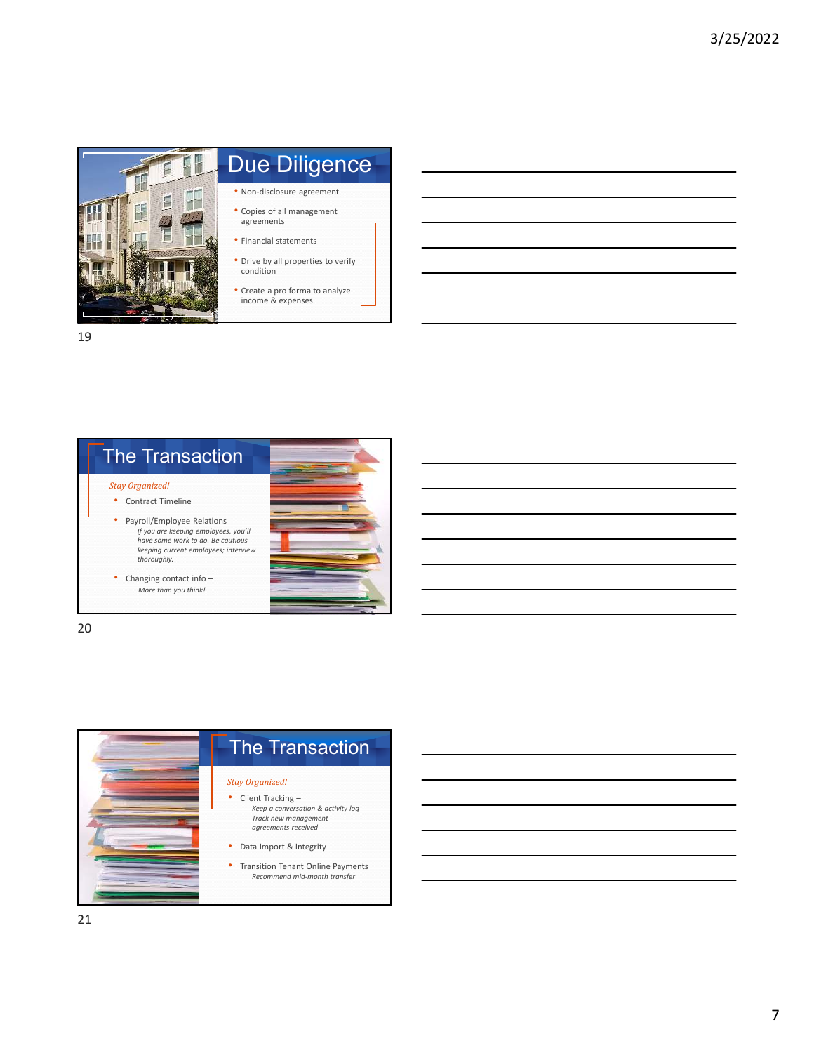## Due Diligence

- Non-disclosure agreement
- Copies of all management agreements
- Financial statements
- Drive by all properties to verify condition
- Create a pro forma to analyze income & expenses

## The Transaction

*Stay Organized!*

- Contract Timeline
- Payroll/Employee Relations
  *If you are keeping employees, you'll have some work to do. Be cautious keeping current employees; interview thoroughly.*
- Changing contact info –
  *More than you think!*

## The Transaction

*Stay Organized!*

- Client Tracking –
  *Keep a conversation & activity log*
  *Track new management agreements received*
- Data Import & Integrity
- Transition Tenant Online Payments
  *Recommend mid-month transfer*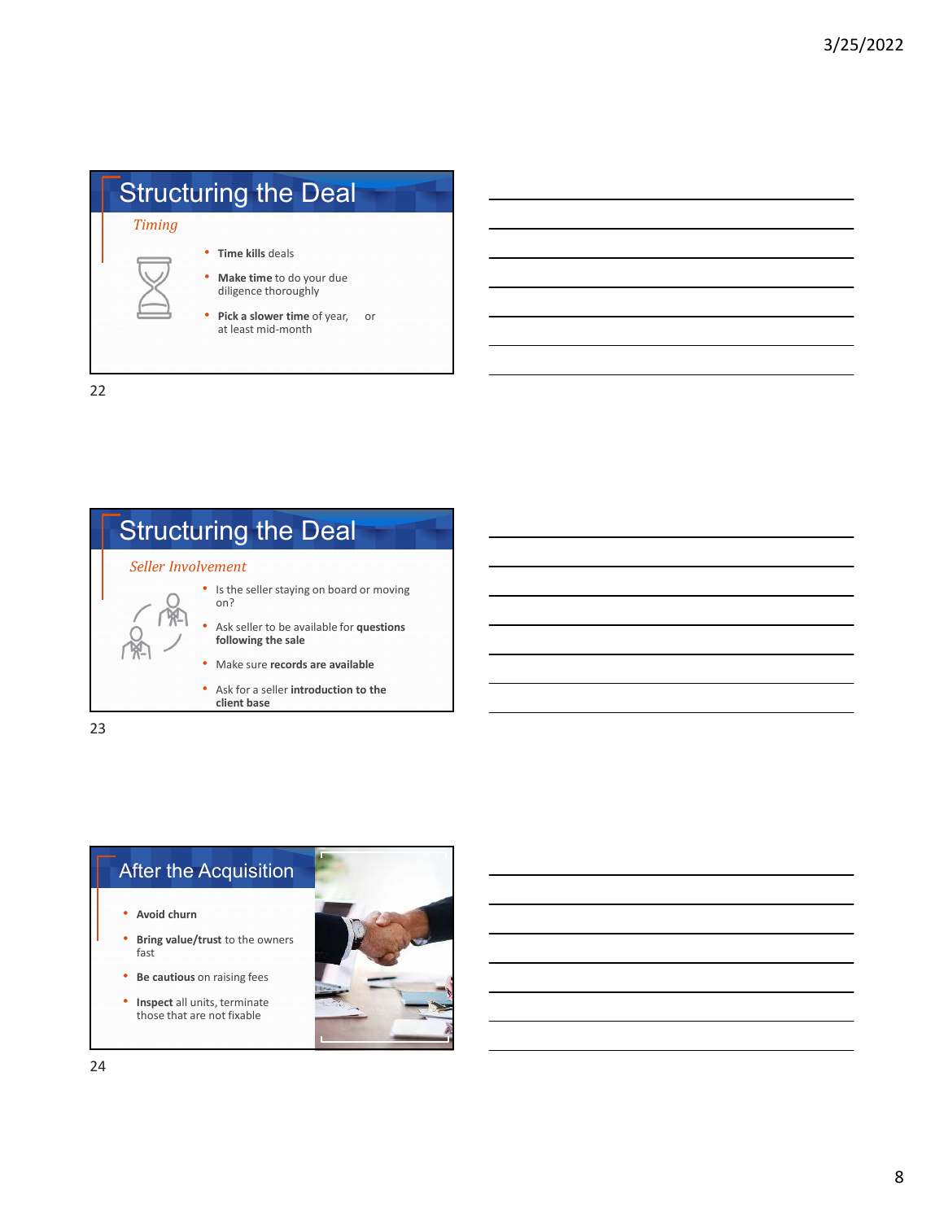## Structuring the Deal

*Timing*

- **Time kills** deals
- **Make time** to do your due diligence thoroughly
- **Pick a slower time** of year, or at least mid-month

## Structuring the Deal

*Seller Involvement*

- Is the seller staying on board or moving on?
- Ask seller to be available for **questions following the sale**
- Make sure **records are available**
- Ask for a seller **introduction to the client base**

## After the Acquisition

- **Avoid churn**
- **Bring value/trust** to the owners fast
- **Be cautious** on raising fees
- **Inspect** all units, terminate those that are not fixable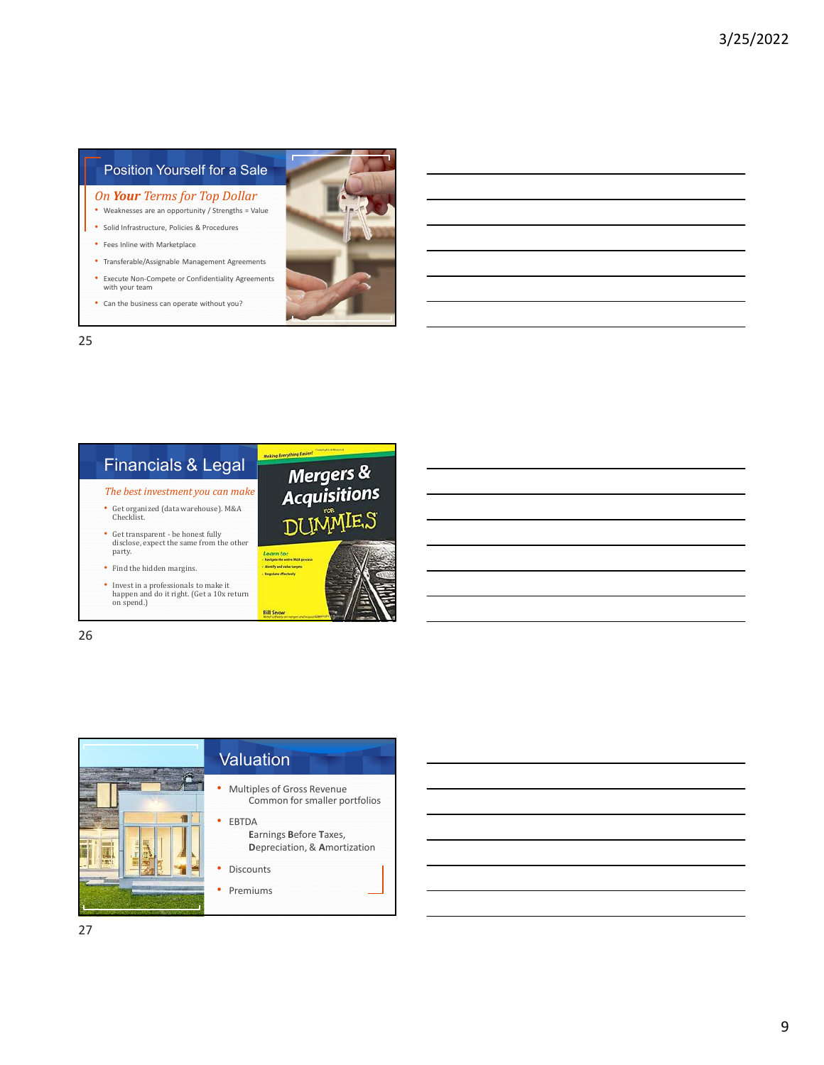## Position Yourself for a Sale

*On **Your** Terms for Top Dollar*

- Weaknesses are an opportunity / Strengths = Value
- Solid Infrastructure, Policies & Procedures
- Fees Inline with Marketplace
- Transferable/Assignable Management Agreements
- Execute Non-Compete or Confidentiality Agreements with your team
- Can the business can operate without you?

## Financials & Legal

*The best investment you can make*

- Get organized (data warehouse). M&A Checklist.
- Get transparent - be honest fully disclose, expect the same from the other party.
- Find the hidden margins.
- Invest in a professionals to make it happen and do it right. (Get a 10x return on spend.)

## Valuation

- Multiples of Gross Revenue
  Common for smaller portfolios
- EBTDA
  **E**arnings **B**efore **T**axes, **D**epreciation, & **A**mortization
- Discounts
- Premiums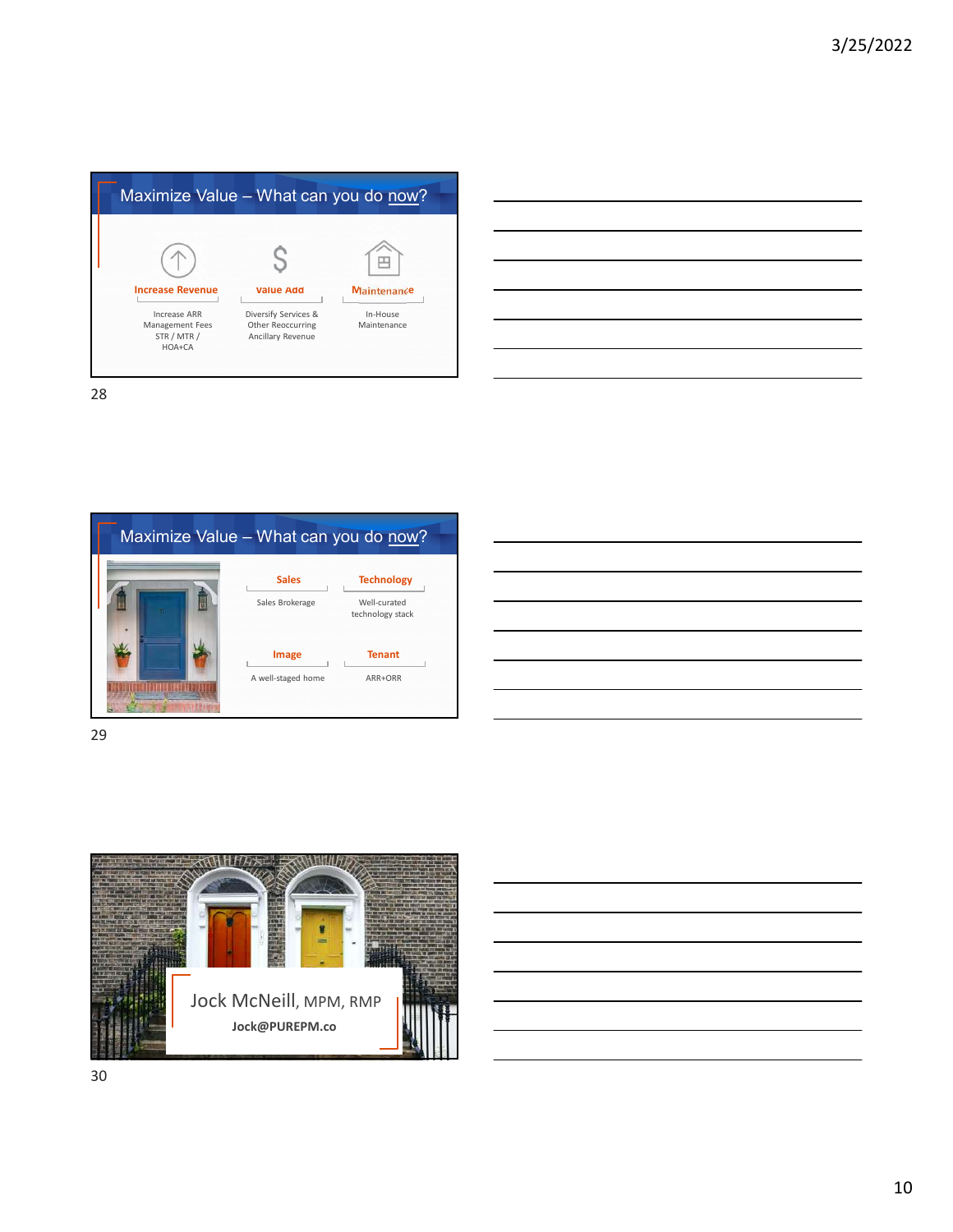## Maximize Value – What can you do now?

**Increase Revenue**

Increase ARR
Management Fees
STR / MTR /
HOA+CA

**Value Add**

Diversify Services &
Other Reoccurring
Ancillary Revenue

**Maintenance**

In-House
Maintenance

## Maximize Value – What can you do now?

**Sales**

Sales Brokerage

**Technology**

Well-curated
technology stack

**Image**

A well-staged home

**Tenant**

ARR+ORR

Jock McNeill, MPM, RMP

**Jock@PUREPM.co**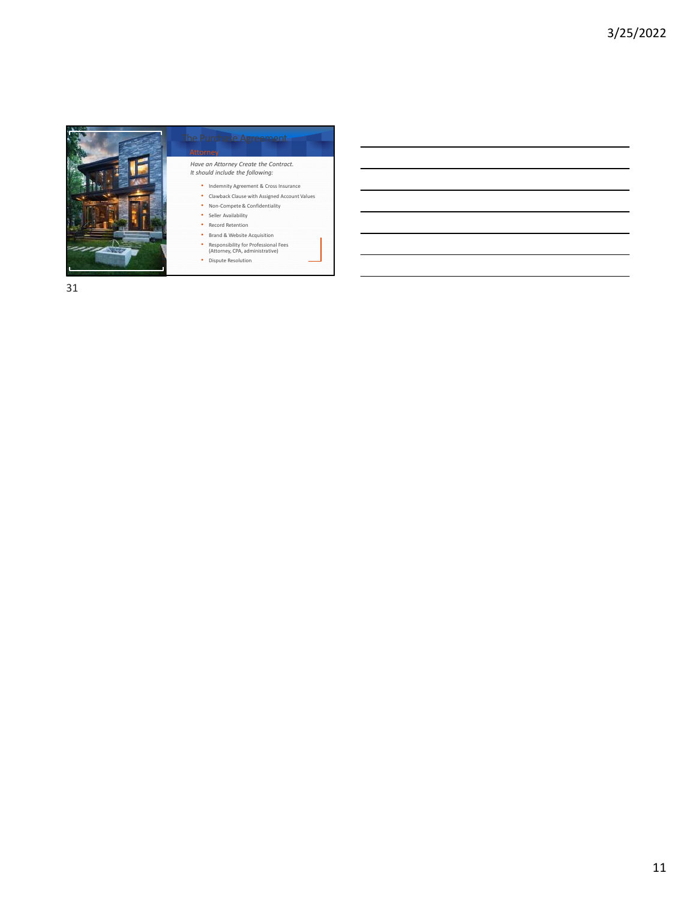## The Purchase Agreement

### Attorney

*Have an Attorney Create the Contract.*
*It should include the following:*

- Indemnity Agreement & Cross Insurance
- Clawback Clause with Assigned Account Values
- Non-Compete & Confidentiality
- Seller Availability
- Record Retention
- Brand & Website Acquisition
- Responsibility for Professional Fees (Attorney, CPA, administrative)
- Dispute Resolution